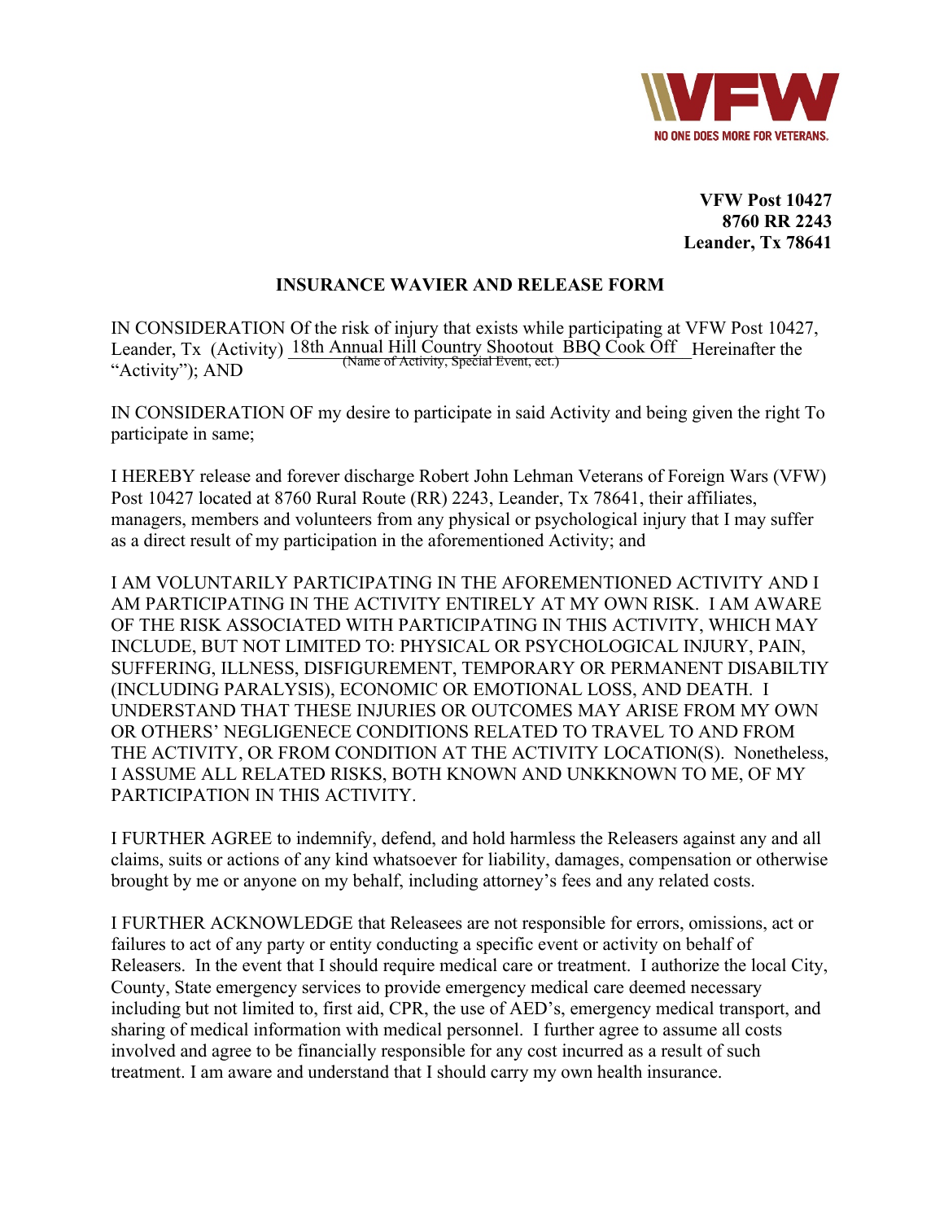**VFW Post 10427**
**8760 RR 2243**
**Leander, Tx 78641**

## INSURANCE WAVIER AND RELEASE FORM

IN CONSIDERATION Of the risk of injury that exists while participating at VFW Post 10427, Leander, Tx (Activity) 18th Annual Hill Country Shootout BBQ Cook Off Hereinafter the "Activity"); AND
(Name of Activity, Special Event, ect.)

IN CONSIDERATION OF my desire to participate in said Activity and being given the right To participate in same;

I HEREBY release and forever discharge Robert John Lehman Veterans of Foreign Wars (VFW) Post 10427 located at 8760 Rural Route (RR) 2243, Leander, Tx 78641, their affiliates, managers, members and volunteers from any physical or psychological injury that I may suffer as a direct result of my participation in the aforementioned Activity; and

I AM VOLUNTARILY PARTICIPATING IN THE AFOREMENTIONED ACTIVITY AND I AM PARTICIPATING IN THE ACTIVITY ENTIRELY AT MY OWN RISK. I AM AWARE OF THE RISK ASSOCIATED WITH PARTICIPATING IN THIS ACTIVITY, WHICH MAY INCLUDE, BUT NOT LIMITED TO: PHYSICAL OR PSYCHOLOGICAL INJURY, PAIN, SUFFERING, ILLNESS, DISFIGUREMENT, TEMPORARY OR PERMANENT DISABILTIY (INCLUDING PARALYSIS), ECONOMIC OR EMOTIONAL LOSS, AND DEATH. I UNDERSTAND THAT THESE INJURIES OR OUTCOMES MAY ARISE FROM MY OWN OR OTHERS' NEGLIGENECE CONDITIONS RELATED TO TRAVEL TO AND FROM THE ACTIVITY, OR FROM CONDITION AT THE ACTIVITY LOCATION(S). Nonetheless, I ASSUME ALL RELATED RISKS, BOTH KNOWN AND UNKKNOWN TO ME, OF MY PARTICIPATION IN THIS ACTIVITY.

I FURTHER AGREE to indemnify, defend, and hold harmless the Releasers against any and all claims, suits or actions of any kind whatsoever for liability, damages, compensation or otherwise brought by me or anyone on my behalf, including attorney's fees and any related costs.

I FURTHER ACKNOWLEDGE that Releasees are not responsible for errors, omissions, act or failures to act of any party or entity conducting a specific event or activity on behalf of Releasers. In the event that I should require medical care or treatment. I authorize the local City, County, State emergency services to provide emergency medical care deemed necessary including but not limited to, first aid, CPR, the use of AED's, emergency medical transport, and sharing of medical information with medical personnel. I further agree to assume all costs involved and agree to be financially responsible for any cost incurred as a result of such treatment. I am aware and understand that I should carry my own health insurance.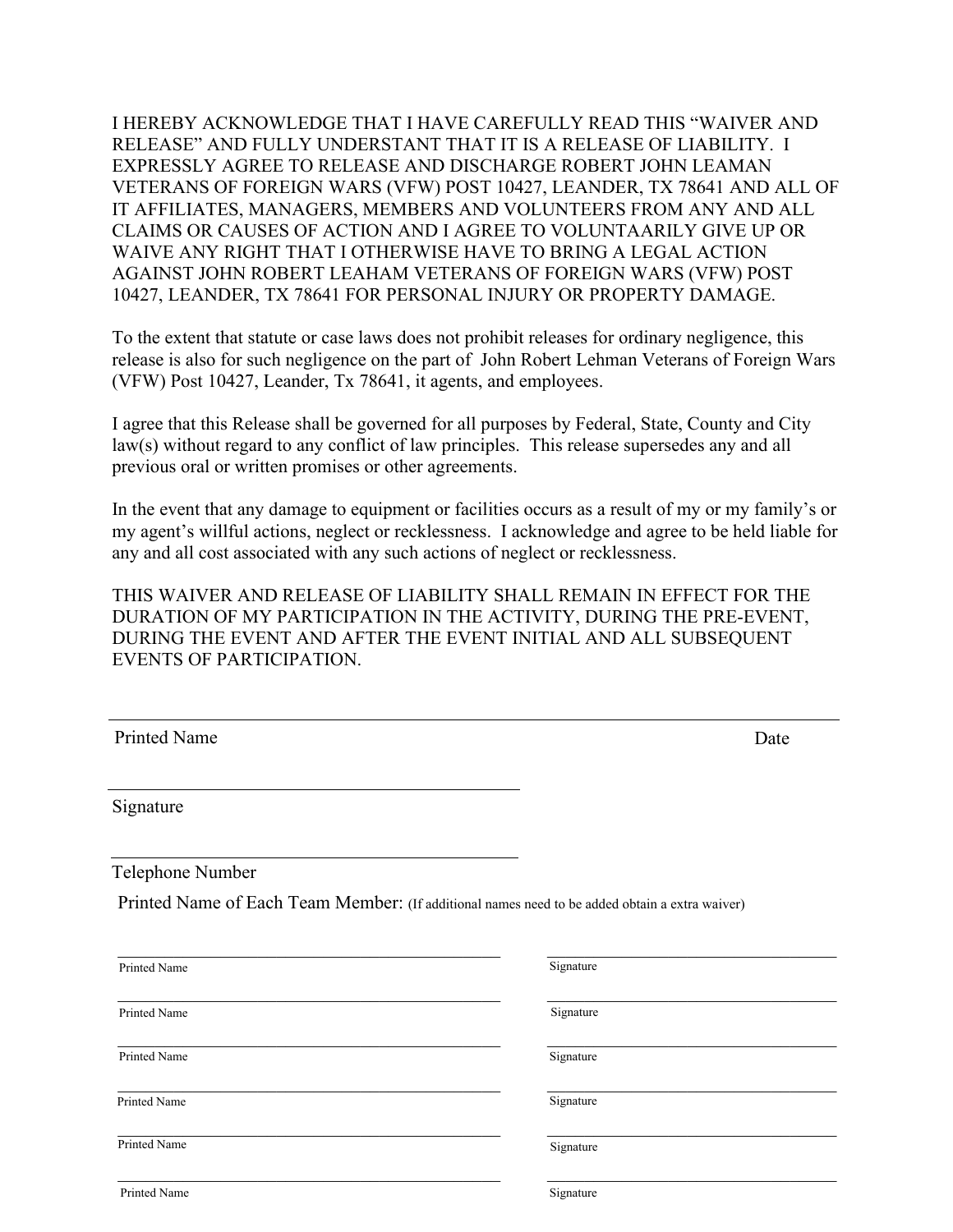I HEREBY ACKNOWLEDGE THAT I HAVE CAREFULLY READ THIS "WAIVER AND RELEASE" AND FULLY UNDERSTANT THAT IT IS A RELEASE OF LIABILITY. I EXPRESSLY AGREE TO RELEASE AND DISCHARGE ROBERT JOHN LEAMAN VETERANS OF FOREIGN WARS (VFW) POST 10427, LEANDER, TX 78641 AND ALL OF IT AFFILIATES, MANAGERS, MEMBERS AND VOLUNTEERS FROM ANY AND ALL CLAIMS OR CAUSES OF ACTION AND I AGREE TO VOLUNTAARILY GIVE UP OR WAIVE ANY RIGHT THAT I OTHERWISE HAVE TO BRING A LEGAL ACTION AGAINST JOHN ROBERT LEAHAM VETERANS OF FOREIGN WARS (VFW) POST 10427, LEANDER, TX 78641 FOR PERSONAL INJURY OR PROPERTY DAMAGE.

To the extent that statute or case laws does not prohibit releases for ordinary negligence, this release is also for such negligence on the part of John Robert Lehman Veterans of Foreign Wars (VFW) Post 10427, Leander, Tx 78641, it agents, and employees.

I agree that this Release shall be governed for all purposes by Federal, State, County and City law(s) without regard to any conflict of law principles. This release supersedes any and all previous oral or written promises or other agreements.

In the event that any damage to equipment or facilities occurs as a result of my or my family's or my agent's willful actions, neglect or recklessness. I acknowledge and agree to be held liable for any and all cost associated with any such actions of neglect or recklessness.

THIS WAIVER AND RELEASE OF LIABILITY SHALL REMAIN IN EFFECT FOR THE DURATION OF MY PARTICIPATION IN THE ACTIVITY, DURING THE PRE-EVENT, DURING THE EVENT AND AFTER THE EVENT INITIAL AND ALL SUBSEQUENT EVENTS OF PARTICIPATION.

_______________________________________________

Printed Name Date

_______________________________

Signature

_______________________________

Telephone Number

Printed Name of Each Team Member: (If additional names need to be added obtain a extra waiver)

| | |
|---|---|
| Printed Name | Signature |
| Printed Name | Signature |
| Printed Name | Signature |
| Printed Name | Signature |
| Printed Name | Signature |
| Printed Name | Signature |